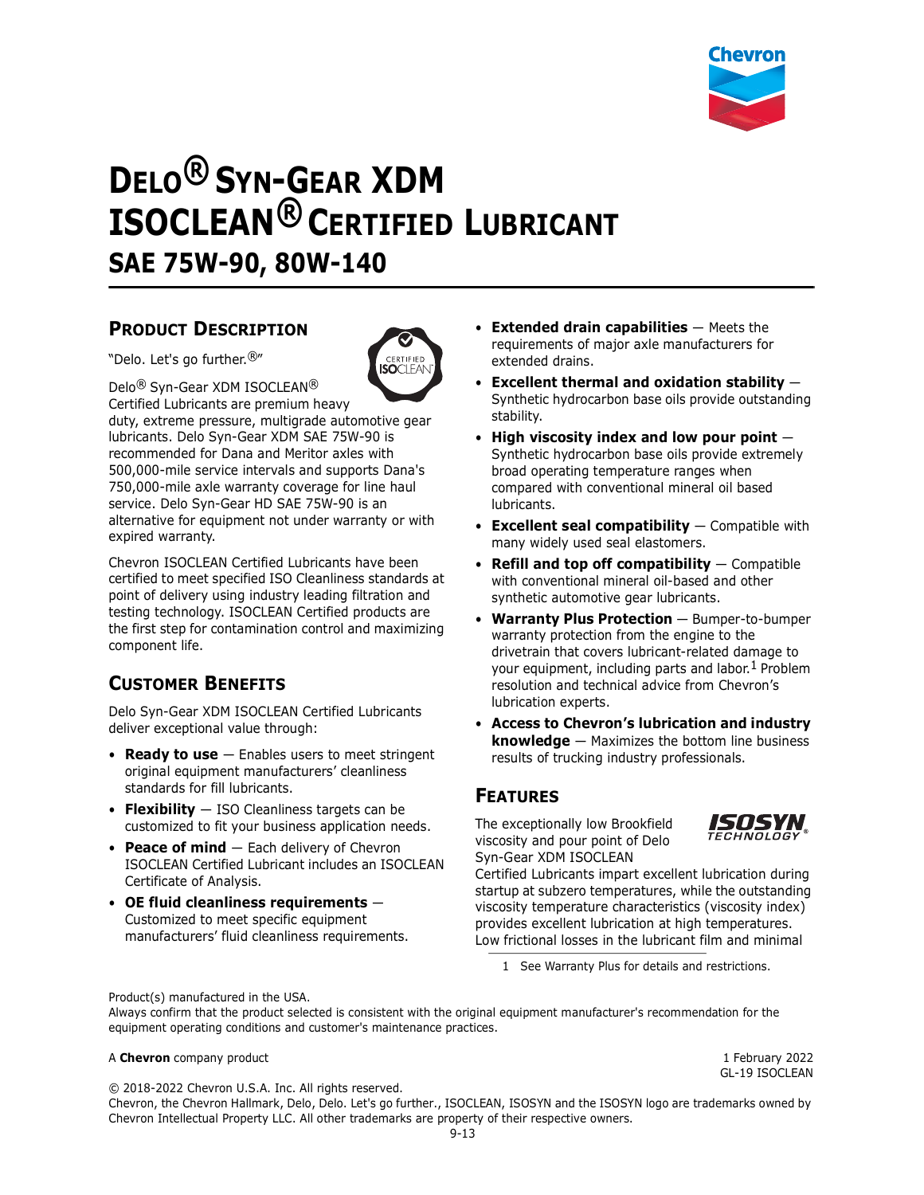# DELO® SYN-GEAR XDM ISOCLEAN® CERTIFIED LUBRICANT

## SAE 75W-90, 80W-140

## PRODUCT DESCRIPTION

"Delo. Let's go further.®"

Delo® Syn-Gear XDM ISOCLEAN® Certified Lubricants are premium heavy duty, extreme pressure, multigrade automotive gear lubricants. Delo Syn-Gear XDM SAE 75W-90 is recommended for Dana and Meritor axles with 500,000-mile service intervals and supports Dana's 750,000-mile axle warranty coverage for line haul service. Delo Syn-Gear HD SAE 75W-90 is an alternative for equipment not under warranty or with expired warranty.

Chevron ISOCLEAN Certified Lubricants have been certified to meet specified ISO Cleanliness standards at point of delivery using industry leading filtration and testing technology. ISOCLEAN Certified products are the first step for contamination control and maximizing component life.

## CUSTOMER BENEFITS

Delo Syn-Gear XDM ISOCLEAN Certified Lubricants deliver exceptional value through:

- **Ready to use** — Enables users to meet stringent original equipment manufacturers' cleanliness standards for fill lubricants.
- **Flexibility** — ISO Cleanliness targets can be customized to fit your business application needs.
- **Peace of mind** — Each delivery of Chevron ISOCLEAN Certified Lubricant includes an ISOCLEAN Certificate of Analysis.
- **OE fluid cleanliness requirements** — Customized to meet specific equipment manufacturers' fluid cleanliness requirements.
- **Extended drain capabilities** — Meets the requirements of major axle manufacturers for extended drains.
- **Excellent thermal and oxidation stability** — Synthetic hydrocarbon base oils provide outstanding stability.
- **High viscosity index and low pour point** — Synthetic hydrocarbon base oils provide extremely broad operating temperature ranges when compared with conventional mineral oil based lubricants.
- **Excellent seal compatibility** — Compatible with many widely used seal elastomers.
- **Refill and top off compatibility** — Compatible with conventional mineral oil-based and other synthetic automotive gear lubricants.
- **Warranty Plus Protection** — Bumper-to-bumper warranty protection from the engine to the drivetrain that covers lubricant-related damage to your equipment, including parts and labor.[1] Problem resolution and technical advice from Chevron's lubrication experts.
- **Access to Chevron's lubrication and industry knowledge** — Maximizes the bottom line business results of trucking industry professionals.

## FEATURES

The exceptionally low Brookfield viscosity and pour point of Delo Syn-Gear XDM ISOCLEAN Certified Lubricants impart excellent lubrication during startup at subzero temperatures, while the outstanding viscosity temperature characteristics (viscosity index) provides excellent lubrication at high temperatures. Low frictional losses in the lubricant film and minimal

1 See Warranty Plus for details and restrictions.

Product(s) manufactured in the USA.
Always confirm that the product selected is consistent with the original equipment manufacturer's recommendation for the equipment operating conditions and customer's maintenance practices.

A **Chevron** company product

1 February 2022
GL-19 ISOCLEAN

© 2018-2022 Chevron U.S.A. Inc. All rights reserved.
Chevron, the Chevron Hallmark, Delo, Delo. Let's go further., ISOCLEAN, ISOSYN and the ISOSYN logo are trademarks owned by Chevron Intellectual Property LLC. All other trademarks are property of their respective owners.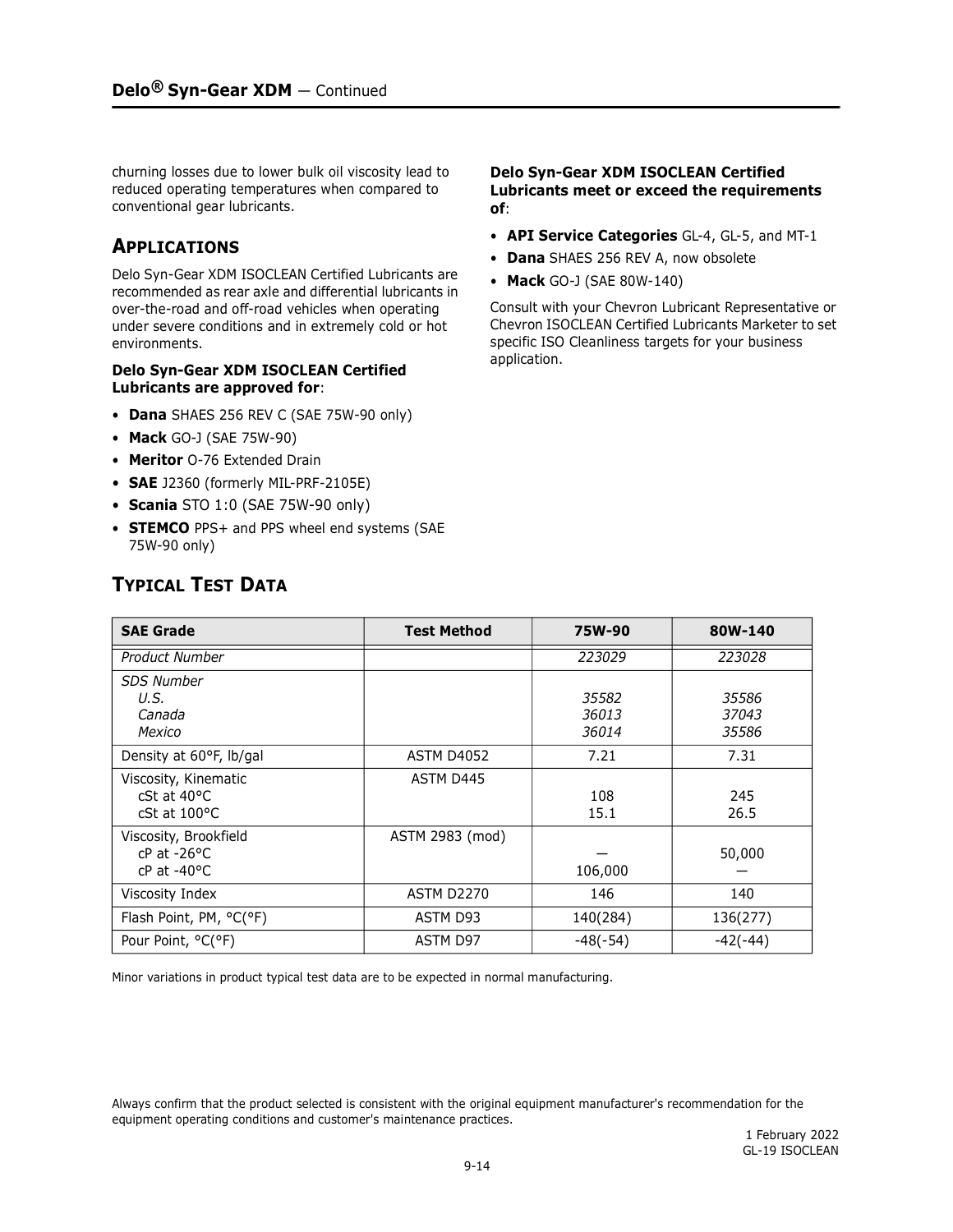churning losses due to lower bulk oil viscosity lead to reduced operating temperatures when compared to conventional gear lubricants.

## APPLICATIONS

Delo Syn-Gear XDM ISOCLEAN Certified Lubricants are recommended as rear axle and differential lubricants in over-the-road and off-road vehicles when operating under severe conditions and in extremely cold or hot environments.

**Delo Syn-Gear XDM ISOCLEAN Certified Lubricants are approved for**:

- **Dana** SHAES 256 REV C (SAE 75W-90 only)
- **Mack** GO-J (SAE 75W-90)
- **Meritor** O-76 Extended Drain
- **SAE** J2360 (formerly MIL-PRF-2105E)
- **Scania** STO 1:0 (SAE 75W-90 only)
- **STEMCO** PPS+ and PPS wheel end systems (SAE 75W-90 only)

**Delo Syn-Gear XDM ISOCLEAN Certified Lubricants meet or exceed the requirements of**:

- **API Service Categories** GL-4, GL-5, and MT-1
- **Dana** SHAES 256 REV A, now obsolete
- **Mack** GO-J (SAE 80W-140)

Consult with your Chevron Lubricant Representative or Chevron ISOCLEAN Certified Lubricants Marketer to set specific ISO Cleanliness targets for your business application.

## TYPICAL TEST DATA

| SAE Grade | Test Method | 75W-90 | 80W-140 |
|---|---|---|---|
| *Product Number* | | *223029* | *223028* |
| *SDS Number*<br>*U.S.*<br>*Canada*<br>*Mexico* | | <br>*35582*<br>*36013*<br>*36014* | <br>*35586*<br>*37043*<br>*35586* |
| Density at 60°F, lb/gal | ASTM D4052 | 7.21 | 7.31 |
| Viscosity, Kinematic<br>cSt at 40°C<br>cSt at 100°C | ASTM D445 | <br>108<br>15.1 | <br>245<br>26.5 |
| Viscosity, Brookfield<br>cP at -26°C<br>cP at -40°C | ASTM 2983 (mod) | <br>—<br>106,000 | <br>50,000<br>— |
| Viscosity Index | ASTM D2270 | 146 | 140 |
| Flash Point, PM, °C(°F) | ASTM D93 | 140(284) | 136(277) |
| Pour Point, °C(°F) | ASTM D97 | -48(-54) | -42(-44) |

Minor variations in product typical test data are to be expected in normal manufacturing.

Always confirm that the product selected is consistent with the original equipment manufacturer's recommendation for the equipment operating conditions and customer's maintenance practices.

1 February 2022
GL-19 ISOCLEAN